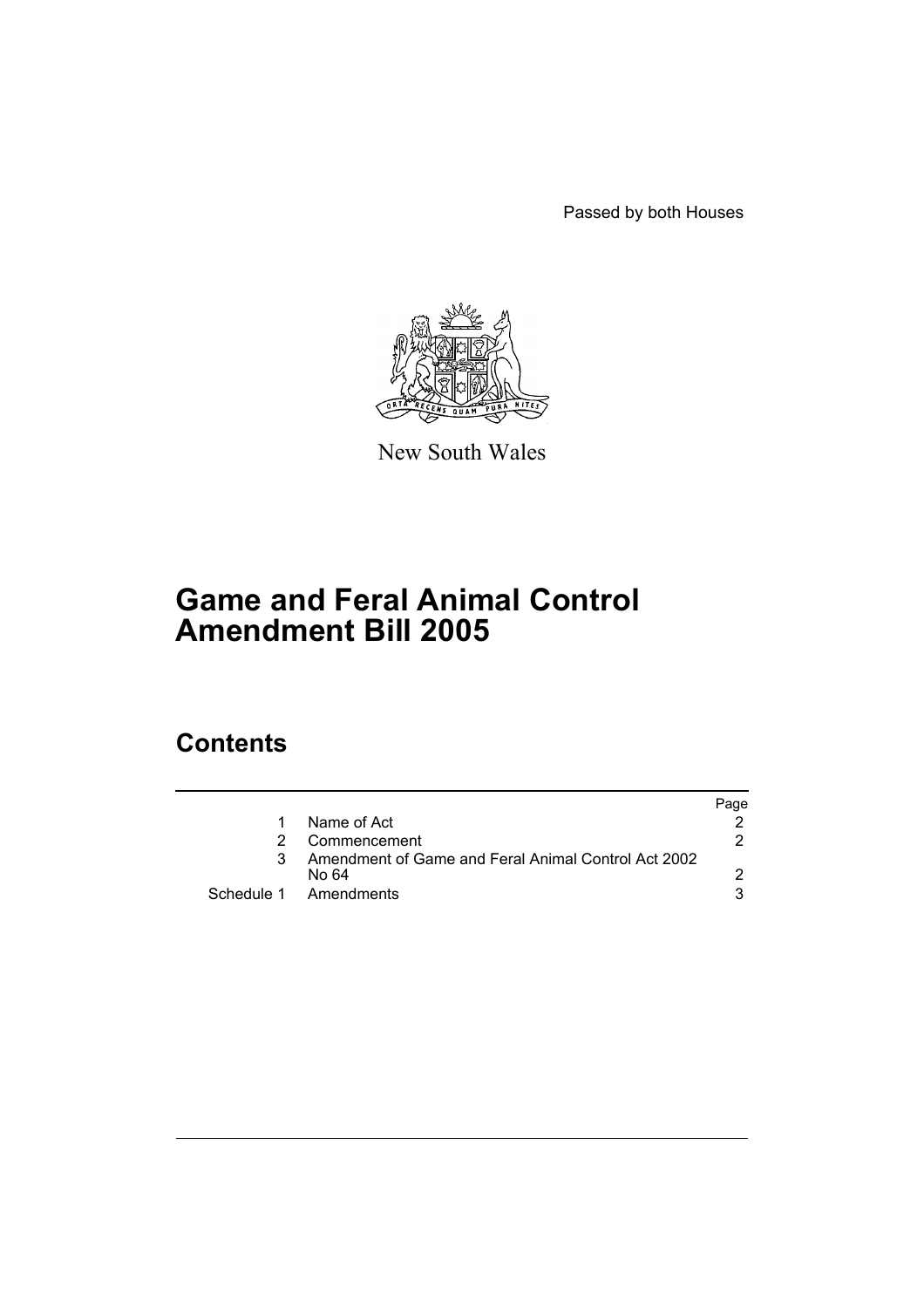Passed by both Houses

New South Wales

# Game and Feral Animal Control Amendment Bill 2005

## Contents

| | | Page |
|---|---|---|
| 1 | Name of Act | 2 |
| 2 | Commencement | 2 |
| 3 | Amendment of Game and Feral Animal Control Act 2002 No 64 | 2 |
| Schedule 1 | Amendments | 3 |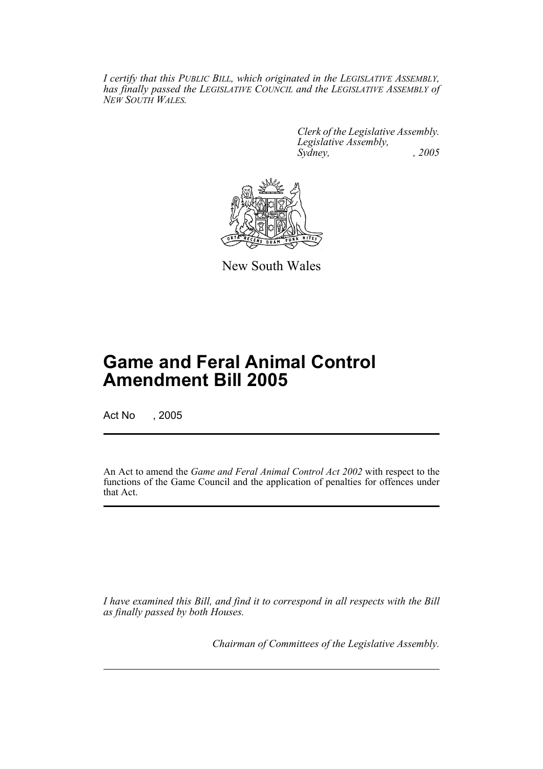*I certify that this PUBLIC BILL, which originated in the LEGISLATIVE ASSEMBLY, has finally passed the LEGISLATIVE COUNCIL and the LEGISLATIVE ASSEMBLY of NEW SOUTH WALES.*

*Clerk of the Legislative Assembly.*
*Legislative Assembly,*
*Sydney, , 2005*

New South Wales

# Game and Feral Animal Control Amendment Bill 2005

Act No , 2005

An Act to amend the *Game and Feral Animal Control Act 2002* with respect to the functions of the Game Council and the application of penalties for offences under that Act.

*I have examined this Bill, and find it to correspond in all respects with the Bill as finally passed by both Houses.*

*Chairman of Committees of the Legislative Assembly.*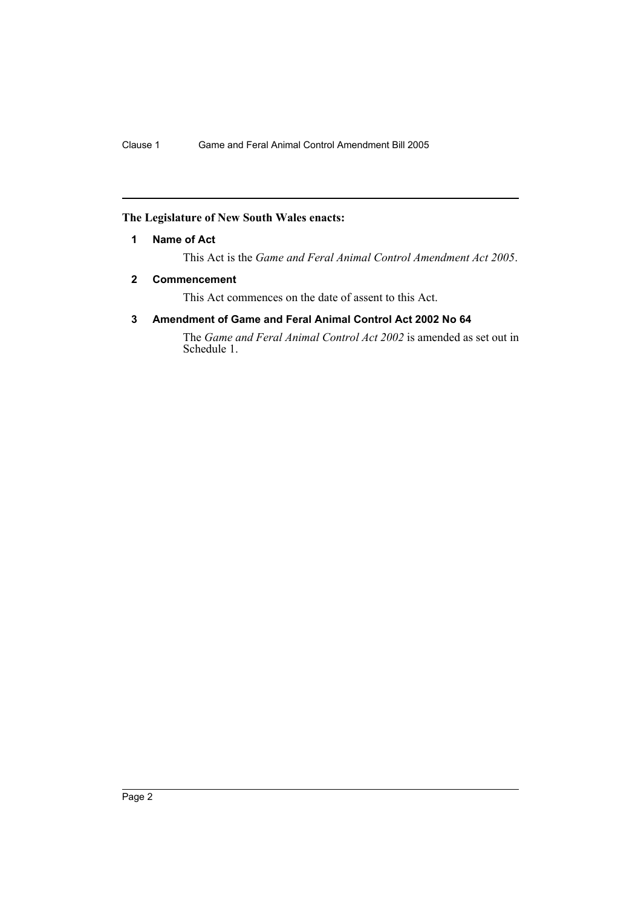**The Legislature of New South Wales enacts:**

### 1 Name of Act

This Act is the *Game and Feral Animal Control Amendment Act 2005*.

### 2 Commencement

This Act commences on the date of assent to this Act.

### 3 Amendment of Game and Feral Animal Control Act 2002 No 64

The *Game and Feral Animal Control Act 2002* is amended as set out in Schedule 1.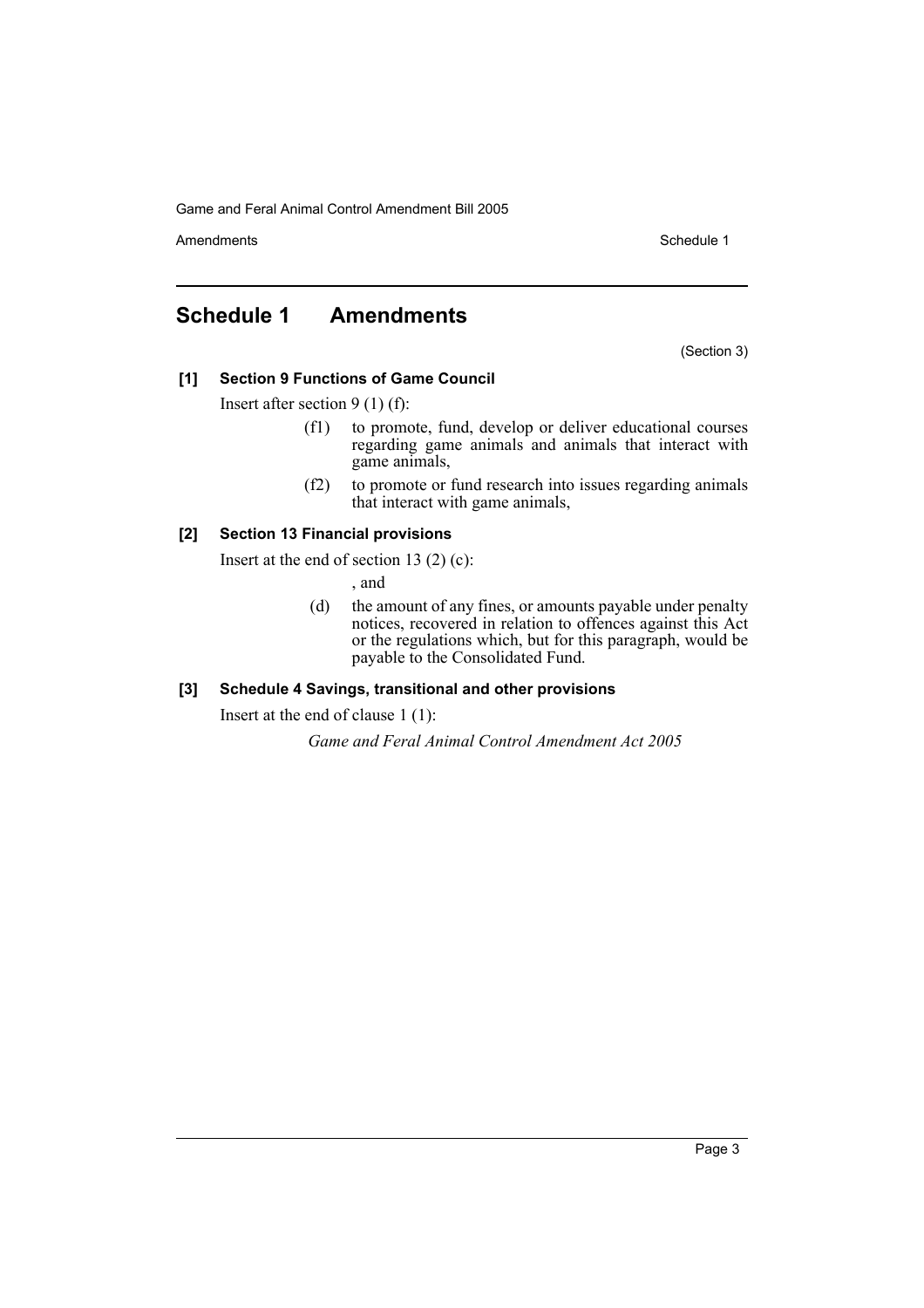## Schedule 1 Amendments

(Section 3)

### [1] Section 9 Functions of Game Council

Insert after section 9 (1) (f):

> (f1) to promote, fund, develop or deliver educational courses regarding game animals and animals that interact with game animals,
>
> (f2) to promote or fund research into issues regarding animals that interact with game animals,

### [2] Section 13 Financial provisions

Insert at the end of section 13 (2) (c):

> , and
>
> (d) the amount of any fines, or amounts payable under penalty notices, recovered in relation to offences against this Act or the regulations which, but for this paragraph, would be payable to the Consolidated Fund.

### [3] Schedule 4 Savings, transitional and other provisions

Insert at the end of clause 1 (1):

> *Game and Feral Animal Control Amendment Act 2005*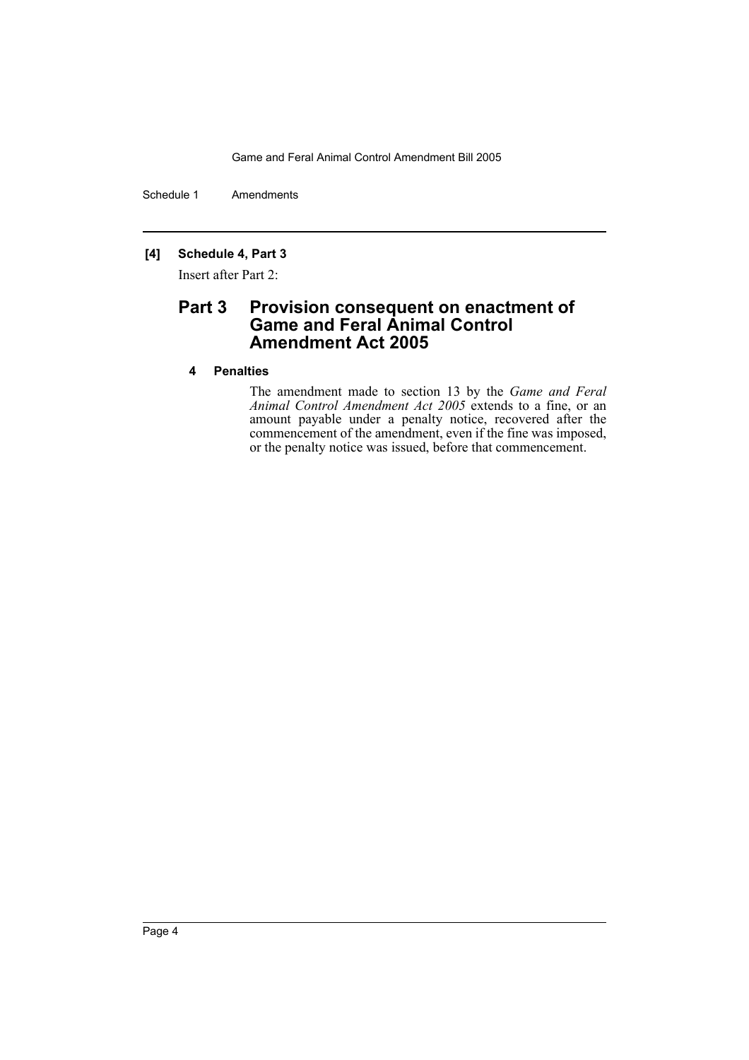**[4] Schedule 4, Part 3**

Insert after Part 2:

## Part 3 Provision consequent on enactment of Game and Feral Animal Control Amendment Act 2005

### 4 Penalties

The amendment made to section 13 by the *Game and Feral Animal Control Amendment Act 2005* extends to a fine, or an amount payable under a penalty notice, recovered after the commencement of the amendment, even if the fine was imposed, or the penalty notice was issued, before that commencement.